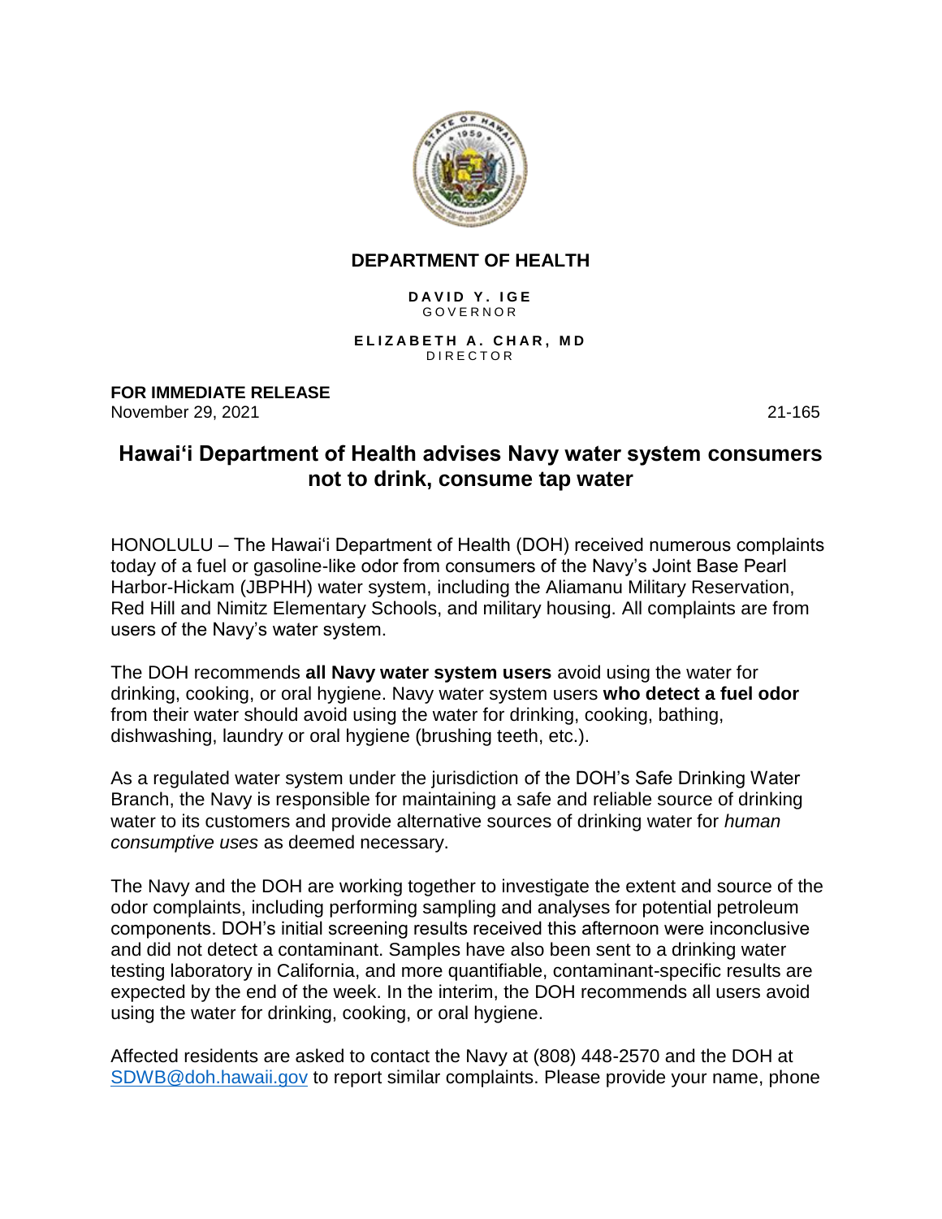**DEPARTMENT OF HEALTH**

**DAVID Y. IGE**
GOVERNOR

**ELIZABETH A. CHAR, MD**
DIRECTOR

**FOR IMMEDIATE RELEASE**
November 29, 2021 21-165

# Hawai‘i Department of Health advises Navy water system consumers not to drink, consume tap water

HONOLULU – The Hawai‘i Department of Health (DOH) received numerous complaints today of a fuel or gasoline-like odor from consumers of the Navy's Joint Base Pearl Harbor-Hickam (JBPHH) water system, including the Aliamanu Military Reservation, Red Hill and Nimitz Elementary Schools, and military housing. All complaints are from users of the Navy's water system.

The DOH recommends **all Navy water system users** avoid using the water for drinking, cooking, or oral hygiene. Navy water system users **who detect a fuel odor** from their water should avoid using the water for drinking, cooking, bathing, dishwashing, laundry or oral hygiene (brushing teeth, etc.).

As a regulated water system under the jurisdiction of the DOH's Safe Drinking Water Branch, the Navy is responsible for maintaining a safe and reliable source of drinking water to its customers and provide alternative sources of drinking water for *human consumptive uses* as deemed necessary.

The Navy and the DOH are working together to investigate the extent and source of the odor complaints, including performing sampling and analyses for potential petroleum components. DOH's initial screening results received this afternoon were inconclusive and did not detect a contaminant. Samples have also been sent to a drinking water testing laboratory in California, and more quantifiable, contaminant-specific results are expected by the end of the week. In the interim, the DOH recommends all users avoid using the water for drinking, cooking, or oral hygiene.

Affected residents are asked to contact the Navy at (808) 448-2570 and the DOH at SDWB@doh.hawaii.gov to report similar complaints. Please provide your name, phone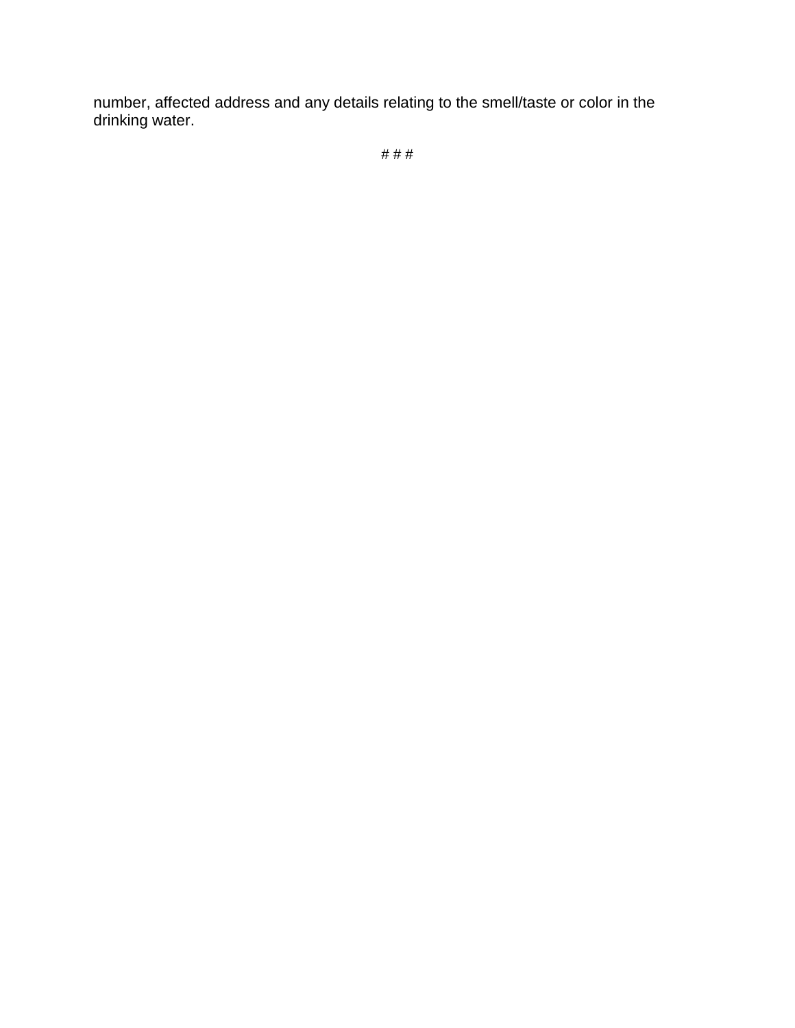number, affected address and any details relating to the smell/taste or color in the drinking water.

# # #